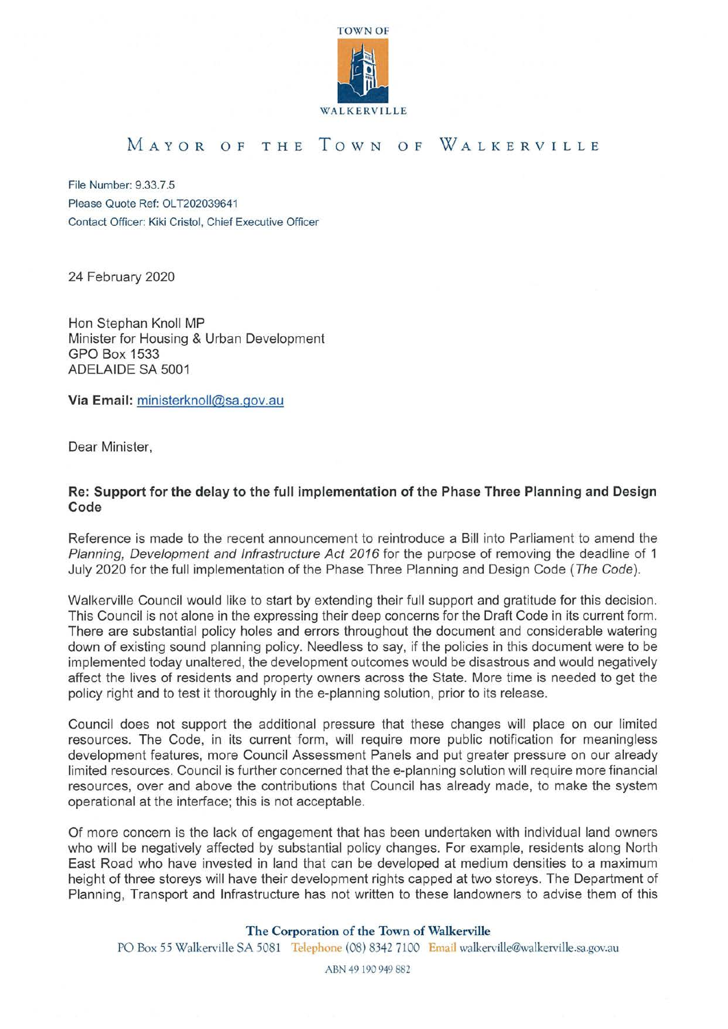TOWN OF WALKERVILLE

# MAYOR OF THE TOWN OF WALKERVILLE

File Number: 9.33.7.5
Please Quote Ref: OLT202039641
Contact Officer: Kiki Cristol, Chief Executive Officer

24 February 2020

Hon Stephan Knoll MP
Minister for Housing & Urban Development
GPO Box 1533
ADELAIDE SA 5001

**Via Email:** ministerknoll@sa.gov.au

Dear Minister,

**Re: Support for the delay to the full implementation of the Phase Three Planning and Design Code**

Reference is made to the recent announcement to reintroduce a Bill into Parliament to amend the *Planning, Development and Infrastructure Act 2016* for the purpose of removing the deadline of 1 July 2020 for the full implementation of the Phase Three Planning and Design Code (*The Code*).

Walkerville Council would like to start by extending their full support and gratitude for this decision. This Council is not alone in the expressing their deep concerns for the Draft Code in its current form. There are substantial policy holes and errors throughout the document and considerable watering down of existing sound planning policy. Needless to say, if the policies in this document were to be implemented today unaltered, the development outcomes would be disastrous and would negatively affect the lives of residents and property owners across the State. More time is needed to get the policy right and to test it thoroughly in the e-planning solution, prior to its release.

Council does not support the additional pressure that these changes will place on our limited resources. The Code, in its current form, will require more public notification for meaningless development features, more Council Assessment Panels and put greater pressure on our already limited resources. Council is further concerned that the e-planning solution will require more financial resources, over and above the contributions that Council has already made, to make the system operational at the interface; this is not acceptable.

Of more concern is the lack of engagement that has been undertaken with individual land owners who will be negatively affected by substantial policy changes. For example, residents along North East Road who have invested in land that can be developed at medium densities to a maximum height of three storeys will have their development rights capped at two storeys. The Department of Planning, Transport and Infrastructure has not written to these landowners to advise them of this

**The Corporation of the Town of Walkerville**
PO Box 55 Walkerville SA 5081 Telephone (08) 8342 7100 Email walkerville@walkerville.sa.gov.au
ABN 49 190 949 882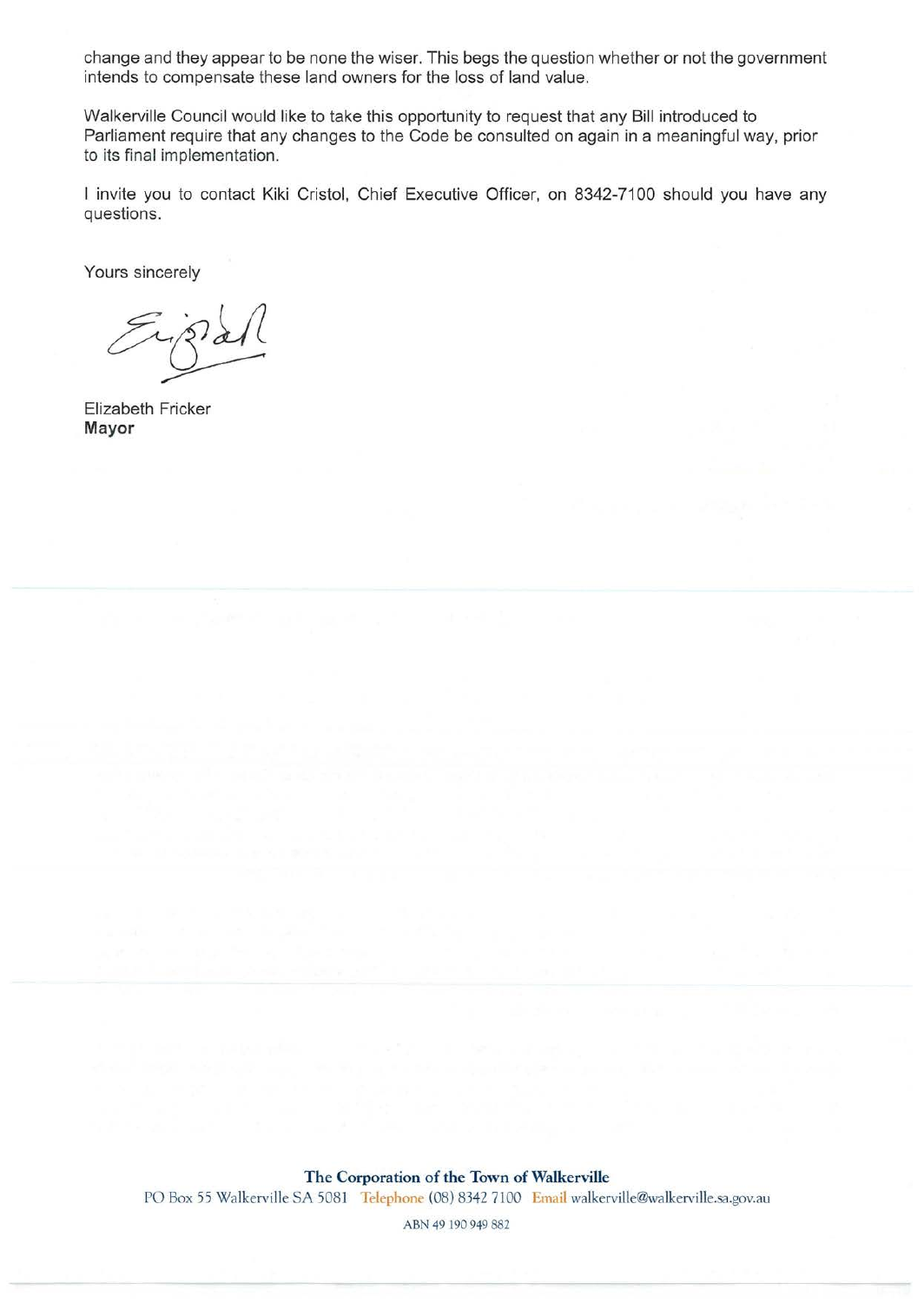change and they appear to be none the wiser. This begs the question whether or not the government intends to compensate these land owners for the loss of land value.

Walkerville Council would like to take this opportunity to request that any Bill introduced to Parliament require that any changes to the Code be consulted on again in a meaningful way, prior to its final implementation.

I invite you to contact Kiki Cristol, Chief Executive Officer, on 8342-7100 should you have any questions.

Yours sincerely

Elizabeth Fricker
**Mayor**

**The Corporation of the Town of Walkerville**
PO Box 55 Walkerville SA 5081 Telephone (08) 8342 7100 Email walkerville@walkerville.sa.gov.au

ABN 49 190 949 882